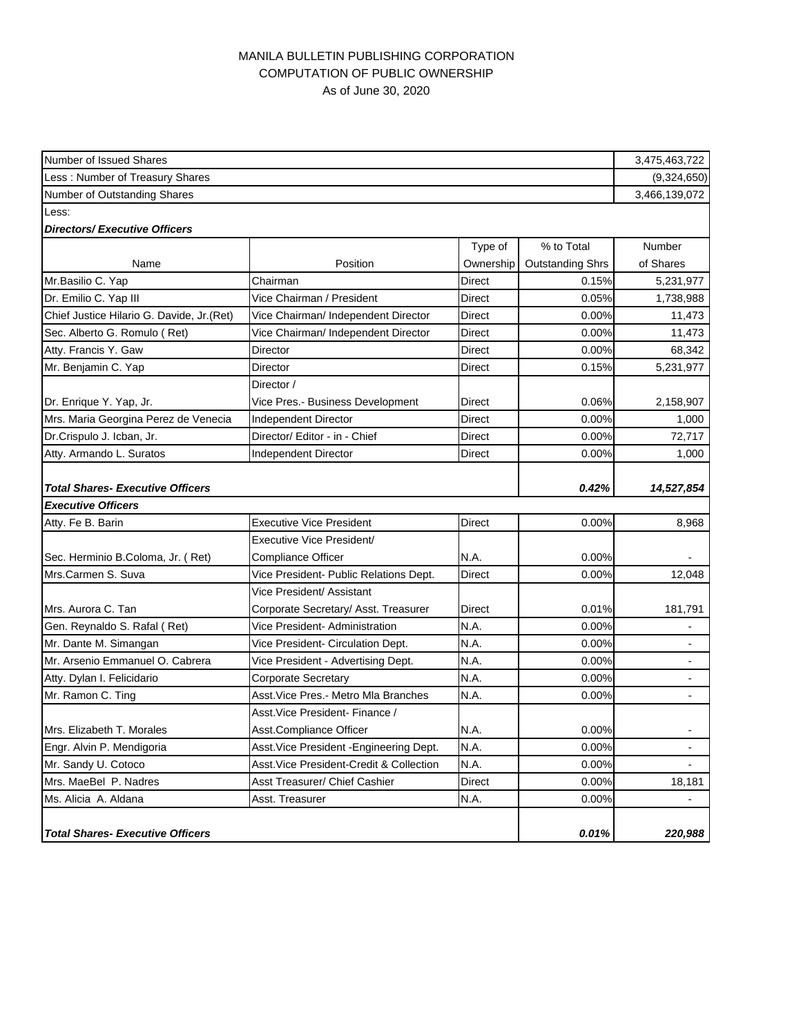MANILA BULLETIN PUBLISHING CORPORATION
COMPUTATION OF PUBLIC OWNERSHIP
As of June 30, 2020

| Number of Issued Shares | | | | 3,475,463,722 |
|---|---|---|---|---|
| Less : Number of Treasury Shares | | | | (9,324,650) |
| Number of Outstanding Shares | | | | 3,466,139,072 |
| Less: | | | | |
| ***Directors/ Executive Officers*** | | | | |
| Name | Position | Type of Ownership | % to Total Outstanding Shrs | Number of Shares |
| Mr.Basilio C. Yap | Chairman | Direct | 0.15% | 5,231,977 |
| Dr. Emilio C. Yap III | Vice Chairman / President | Direct | 0.05% | 1,738,988 |
| Chief Justice Hilario G. Davide, Jr.(Ret) | Vice Chairman/ Independent Director | Direct | 0.00% | 11,473 |
| Sec. Alberto G. Romulo ( Ret) | Vice Chairman/ Independent Director | Direct | 0.00% | 11,473 |
| Atty. Francis Y. Gaw | Director | Direct | 0.00% | 68,342 |
| Mr. Benjamin C. Yap | Director | Direct | 0.15% | 5,231,977 |
| Dr. Enrique Y. Yap, Jr. | Director / Vice Pres.- Business Development | Direct | 0.06% | 2,158,907 |
| Mrs. Maria Georgina Perez de Venecia | Independent Director | Direct | 0.00% | 1,000 |
| Dr.Crispulo J. Icban, Jr. | Director/ Editor - in - Chief | Direct | 0.00% | 72,717 |
| Atty. Armando L. Suratos | Independent Director | Direct | 0.00% | 1,000 |
| ***Total Shares- Executive Officers*** | | | ***0.42%*** | ***14,527,854*** |
| ***Executive Officers*** | | | | |
| Atty. Fe B. Barin | Executive Vice President | Direct | 0.00% | 8,968 |
| Sec. Herminio B.Coloma, Jr. ( Ret) | Executive Vice President/ Compliance Officer | N.A. | 0.00% | - |
| Mrs.Carmen S. Suva | Vice President- Public Relations Dept. | Direct | 0.00% | 12,048 |
| Mrs. Aurora C. Tan | Vice President/ Assistant Corporate Secretary/ Asst. Treasurer | Direct | 0.01% | 181,791 |
| Gen. Reynaldo S. Rafal ( Ret) | Vice President- Administration | N.A. | 0.00% | - |
| Mr. Dante M. Simangan | Vice President- Circulation Dept. | N.A. | 0.00% | - |
| Mr. Arsenio Emmanuel O. Cabrera | Vice President - Advertising Dept. | N.A. | 0.00% | - |
| Atty. Dylan I. Felicidario | Corporate Secretary | N.A. | 0.00% | - |
| Mr. Ramon C. Ting | Asst.Vice Pres.- Metro Mla Branches | N.A. | 0.00% | - |
| Mrs. Elizabeth T. Morales | Asst.Vice President- Finance / Asst.Compliance Officer | N.A. | 0.00% | - |
| Engr. Alvin P. Mendigoria | Asst.Vice President -Engineering Dept. | N.A. | 0.00% | - |
| Mr. Sandy U. Cotoco | Asst.Vice President-Credit & Collection | N.A. | 0.00% | - |
| Mrs. MaeBel P. Nadres | Asst Treasurer/ Chief Cashier | Direct | 0.00% | 18,181 |
| Ms. Alicia A. Aldana | Asst. Treasurer | N.A. | 0.00% | - |
| ***Total Shares- Executive Officers*** | | | ***0.01%*** | ***220,988*** |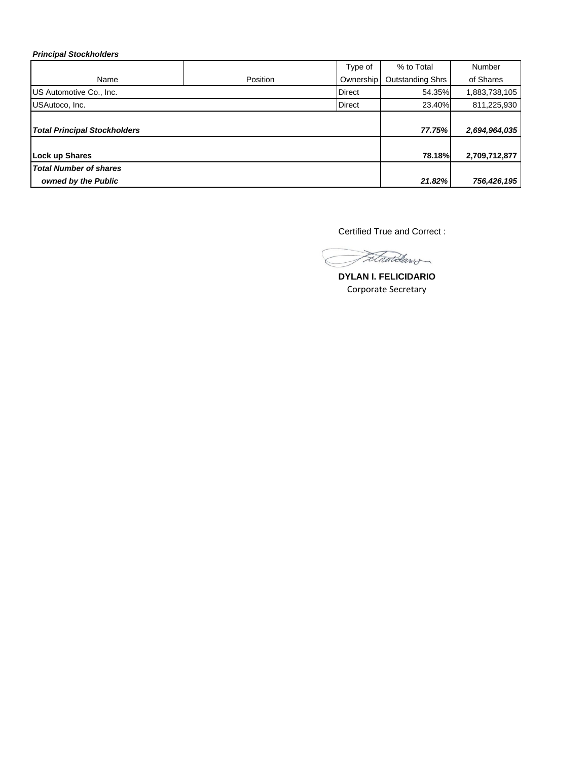***Principal Stockholders***

| Name | Position | Type of Ownership | % to Total Outstanding Shrs | Number of Shares |
|---|---|---|---|---|
| US Automotive Co., Inc. | | Direct | 54.35% | 1,883,738,105 |
| USAutoco, Inc. | | Direct | 23.40% | 811,225,930 |
| ***Total Principal Stockholders*** | | | ***77.75%*** | ***2,694,964,035*** |
| **Lock up Shares** | | | **78.18%** | **2,709,712,877** |
| ***Total Number of shares owned by the Public*** | | | ***21.82%*** | ***756,426,195*** |

Certified True and Correct :

**DYLAN I. FELICIDARIO**
Corporate Secretary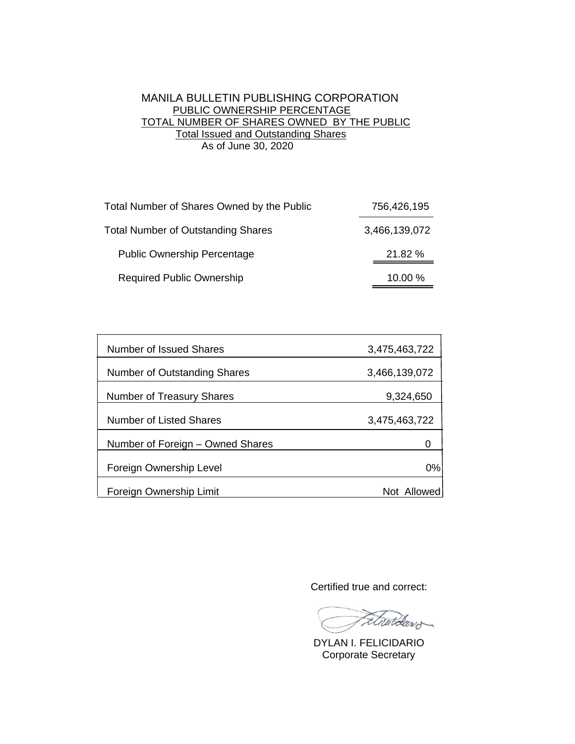# MANILA BULLETIN PUBLISHING CORPORATION

PUBLIC OWNERSHIP PERCENTAGE

TOTAL NUMBER OF SHARES OWNED BY THE PUBLIC

Total Issued and Outstanding Shares

As of June 30, 2020

| | |
|---|---|
| Total Number of Shares Owned by the Public | 756,426,195 |
| Total Number of Outstanding Shares | 3,466,139,072 |
| Public Ownership Percentage | 21.82 % |
| Required Public Ownership | 10.00 % |

| | |
|---|---|
| Number of Issued Shares | 3,475,463,722 |
| Number of Outstanding Shares | 3,466,139,072 |
| Number of Treasury Shares | 9,324,650 |
| Number of Listed Shares | 3,475,463,722 |
| Number of Foreign – Owned Shares | 0 |
| Foreign Ownership Level | 0% |
| Foreign Ownership Limit | Not Allowed |

Certified true and correct:

DYLAN I. FELICIDARIO
Corporate Secretary